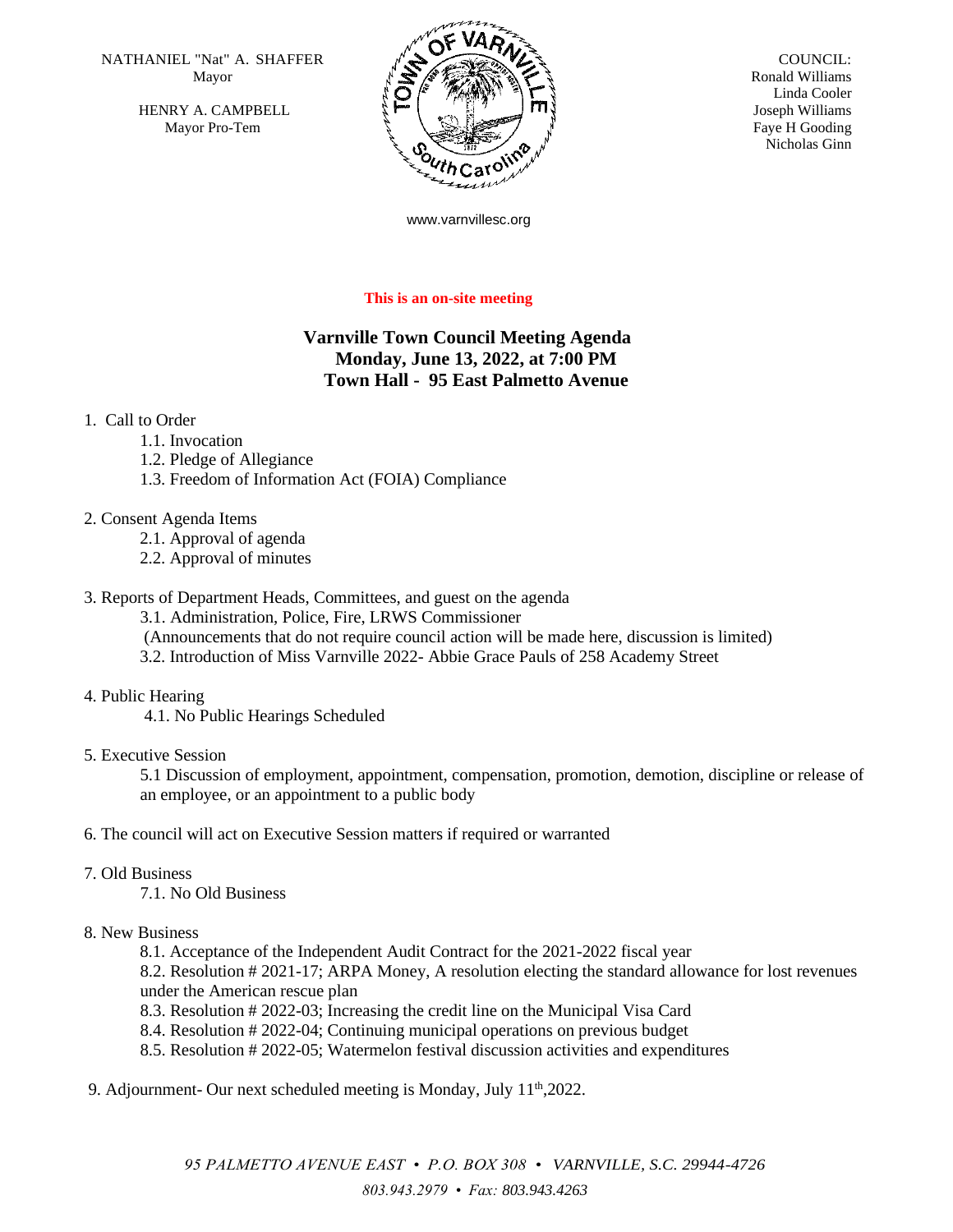NATHANIEL "Nat" A. SHAFFER
Mayor

HENRY A. CAMPBELL
Mayor Pro-Tem

COUNCIL:
Ronald Williams
Linda Cooler
Joseph Williams
Faye H Gooding
Nicholas Ginn

www.varnvillesc.org

**This is an on-site meeting**

## Varnville Town Council Meeting Agenda
## Monday, June 13, 2022, at 7:00 PM
## Town Hall - 95 East Palmetto Avenue

1. Call to Order
    - 1.1. Invocation
    - 1.2. Pledge of Allegiance
    - 1.3. Freedom of Information Act (FOIA) Compliance

2. Consent Agenda Items
    - 2.1. Approval of agenda
    - 2.2. Approval of minutes

3. Reports of Department Heads, Committees, and guest on the agenda
    - 3.1. Administration, Police, Fire, LRWS Commissioner
      (Announcements that do not require council action will be made here, discussion is limited)
    - 3.2. Introduction of Miss Varnville 2022- Abbie Grace Pauls of 258 Academy Street

4. Public Hearing
    - 4.1. No Public Hearings Scheduled

5. Executive Session
    - 5.1 Discussion of employment, appointment, compensation, promotion, demotion, discipline or release of an employee, or an appointment to a public body

6. The council will act on Executive Session matters if required or warranted

7. Old Business
    - 7.1. No Old Business

8. New Business
    - 8.1. Acceptance of the Independent Audit Contract for the 2021-2022 fiscal year
    - 8.2. Resolution # 2021-17; ARPA Money, A resolution electing the standard allowance for lost revenues under the American rescue plan
    - 8.3. Resolution # 2022-03; Increasing the credit line on the Municipal Visa Card
    - 8.4. Resolution # 2022-04; Continuing municipal operations on previous budget
    - 8.5. Resolution # 2022-05; Watermelon festival discussion activities and expenditures

9. Adjournment- Our next scheduled meeting is Monday, July 11th,2022.

*95 PALMETTO AVENUE EAST • P.O. BOX 308 • VARNVILLE, S.C. 29944-4726*

*803.943.2979 • Fax: 803.943.4263*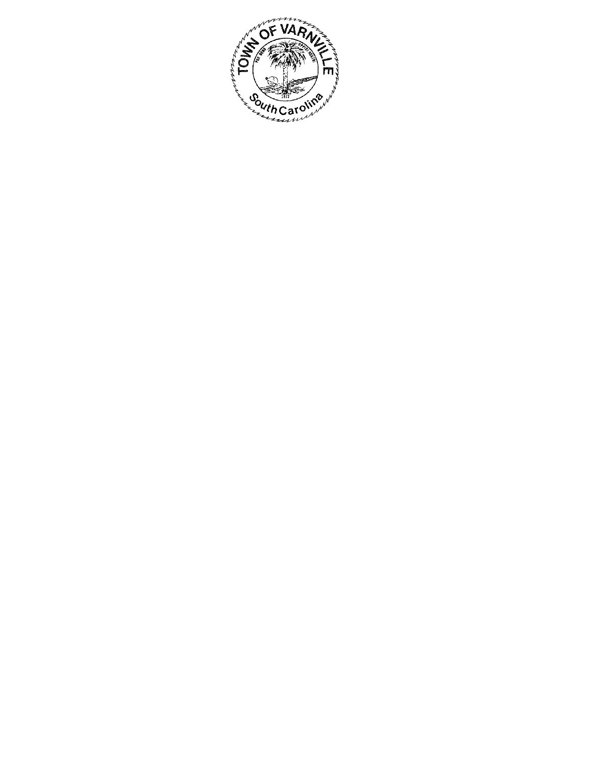TOWN OF VARNVILLE

South Carolina